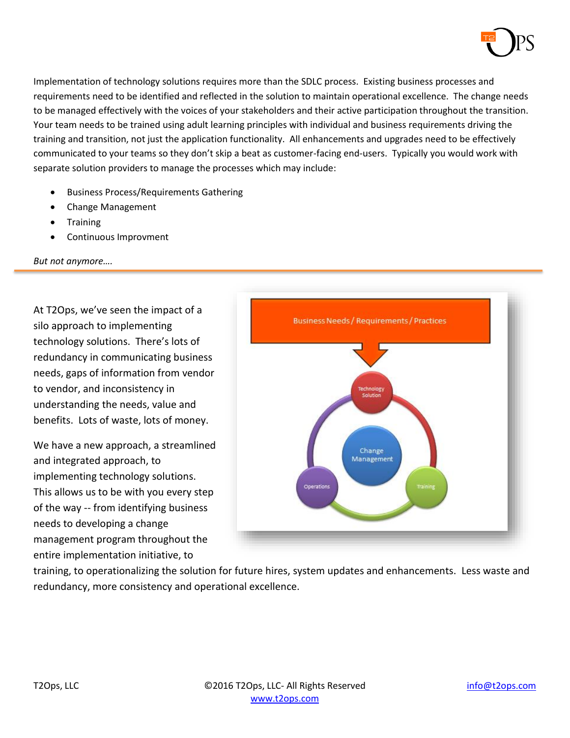Implementation of technology solutions requires more than the SDLC process. Existing business processes and requirements need to be identified and reflected in the solution to maintain operational excellence. The change needs to be managed effectively with the voices of your stakeholders and their active participation throughout the transition. Your team needs to be trained using adult learning principles with individual and business requirements driving the training and transition, not just the application functionality. All enhancements and upgrades need to be effectively communicated to your teams so they don't skip a beat as customer-facing end-users. Typically you would work with separate solution providers to manage the processes which may include:

- Business Process/Requirements Gathering
- Change Management
- Training
- Continuous Improvment

*But not anymore….*

---

At T2Ops, we've seen the impact of a silo approach to implementing technology solutions. There's lots of redundancy in communicating business needs, gaps of information from vendor to vendor, and inconsistency in understanding the needs, value and benefits. Lots of waste, lots of money.

We have a new approach, a streamlined and integrated approach, to implementing technology solutions. This allows us to be with you every step of the way -- from identifying business needs to developing a change management program throughout the entire implementation initiative, to training, to operationalizing the solution for future hires, system updates and enhancements. Less waste and redundancy, more consistency and operational excellence.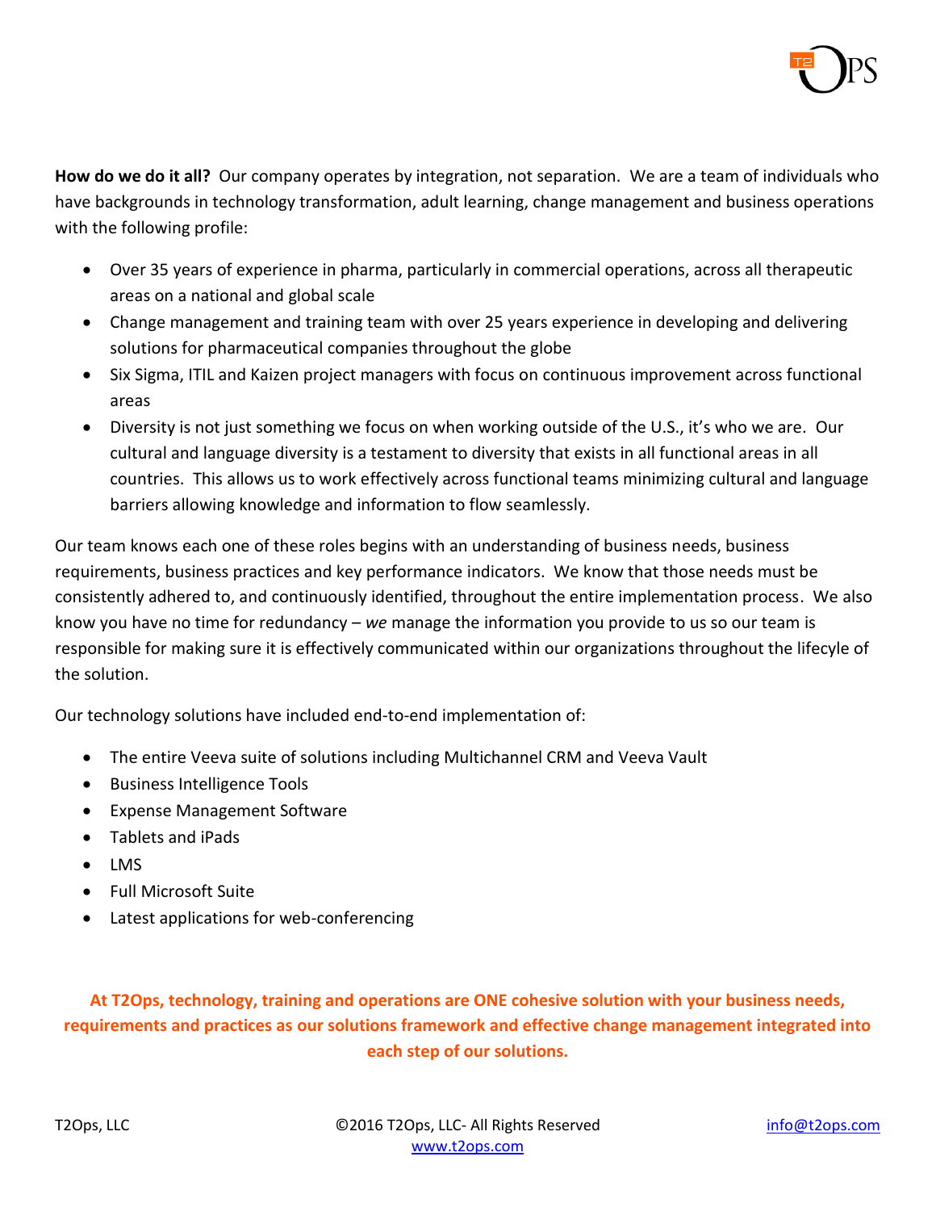**How do we do it all?** Our company operates by integration, not separation. We are a team of individuals who have backgrounds in technology transformation, adult learning, change management and business operations with the following profile:

- Over 35 years of experience in pharma, particularly in commercial operations, across all therapeutic areas on a national and global scale
- Change management and training team with over 25 years experience in developing and delivering solutions for pharmaceutical companies throughout the globe
- Six Sigma, ITIL and Kaizen project managers with focus on continuous improvement across functional areas
- Diversity is not just something we focus on when working outside of the U.S., it's who we are. Our cultural and language diversity is a testament to diversity that exists in all functional areas in all countries. This allows us to work effectively across functional teams minimizing cultural and language barriers allowing knowledge and information to flow seamlessly.

Our team knows each one of these roles begins with an understanding of business needs, business requirements, business practices and key performance indicators. We know that those needs must be consistently adhered to, and continuously identified, throughout the entire implementation process. We also know you have no time for redundancy – *we* manage the information you provide to us so our team is responsible for making sure it is effectively communicated within our organizations throughout the lifecyle of the solution.

Our technology solutions have included end-to-end implementation of:

- The entire Veeva suite of solutions including Multichannel CRM and Veeva Vault
- Business Intelligence Tools
- Expense Management Software
- Tablets and iPads
- LMS
- Full Microsoft Suite
- Latest applications for web-conferencing

**At T2Ops, technology, training and operations are ONE cohesive solution with your business needs, requirements and practices as our solutions framework and effective change management integrated into each step of our solutions.**

T2Ops, LLC ©2016 T2Ops, LLC- All Rights Reserved info@t2ops.com
www.t2ops.com